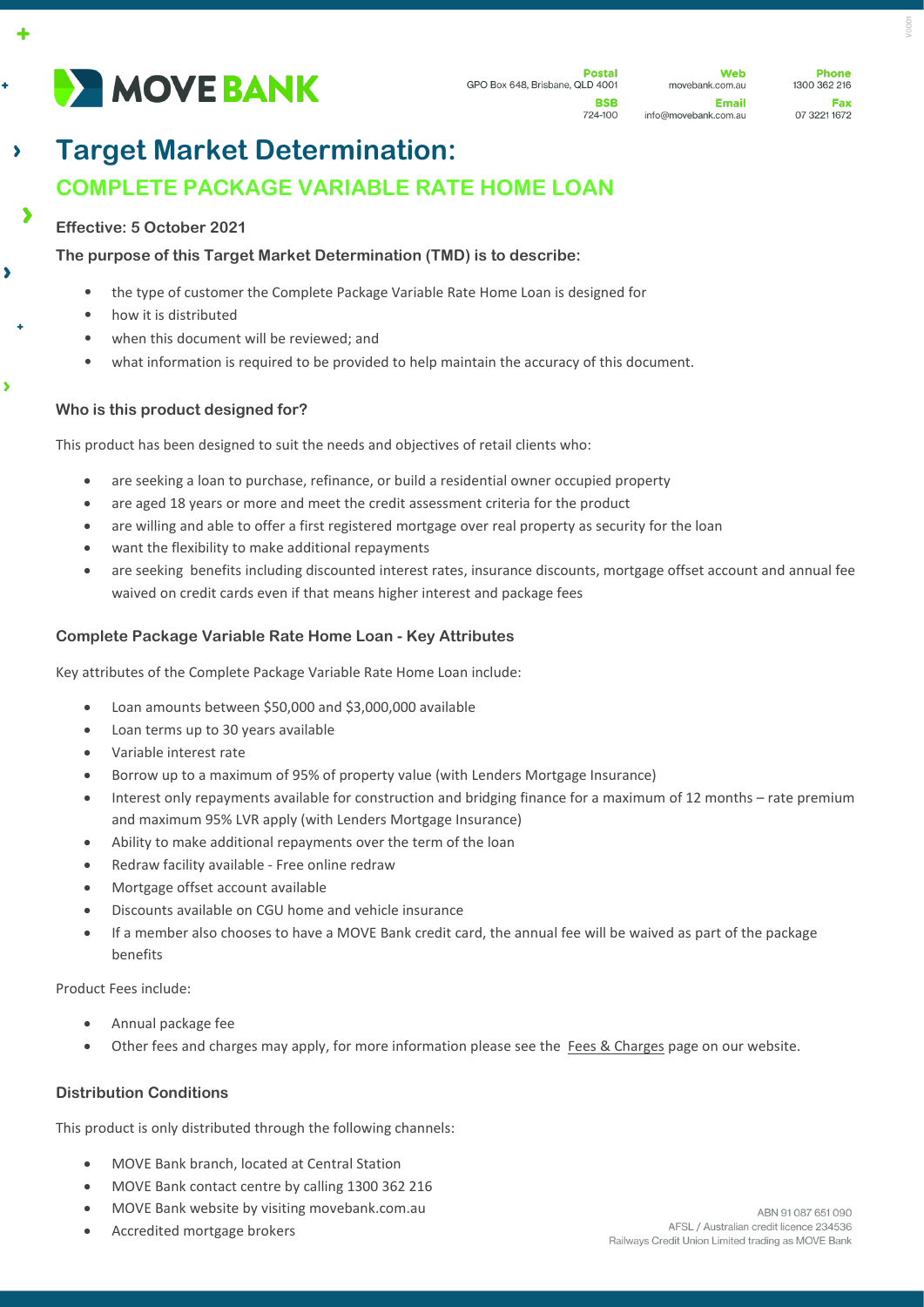MOVE BANK

Postal
GPO Box 648, Brisbane, QLD 4001

BSB
724-100

Web
movebank.com.au

Email
info@movebank.com.au

Phone
1300 362 216

Fax
07 3221 1672

# Target Market Determination:

## COMPLETE PACKAGE VARIABLE RATE HOME LOAN

**Effective: 5 October 2021**

**The purpose of this Target Market Determination (TMD) is to describe:**

- the type of customer the Complete Package Variable Rate Home Loan is designed for
- how it is distributed
- when this document will be reviewed; and
- what information is required to be provided to help maintain the accuracy of this document.

### Who is this product designed for?

This product has been designed to suit the needs and objectives of retail clients who:

- are seeking a loan to purchase, refinance, or build a residential owner occupied property
- are aged 18 years or more and meet the credit assessment criteria for the product
- are willing and able to offer a first registered mortgage over real property as security for the loan
- want the flexibility to make additional repayments
- are seeking benefits including discounted interest rates, insurance discounts, mortgage offset account and annual fee waived on credit cards even if that means higher interest and package fees

### Complete Package Variable Rate Home Loan - Key Attributes

Key attributes of the Complete Package Variable Rate Home Loan include:

- Loan amounts between $50,000 and $3,000,000 available
- Loan terms up to 30 years available
- Variable interest rate
- Borrow up to a maximum of 95% of property value (with Lenders Mortgage Insurance)
- Interest only repayments available for construction and bridging finance for a maximum of 12 months – rate premium and maximum 95% LVR apply (with Lenders Mortgage Insurance)
- Ability to make additional repayments over the term of the loan
- Redraw facility available - Free online redraw
- Mortgage offset account available
- Discounts available on CGU home and vehicle insurance
- If a member also chooses to have a MOVE Bank credit card, the annual fee will be waived as part of the package benefits

Product Fees include:

- Annual package fee
- Other fees and charges may apply, for more information please see the Fees & Charges page on our website.

### Distribution Conditions

This product is only distributed through the following channels:

- MOVE Bank branch, located at Central Station
- MOVE Bank contact centre by calling 1300 362 216
- MOVE Bank website by visiting movebank.com.au
- Accredited mortgage brokers

ABN 91 087 651 090
AFSL / Australian credit licence 234536
Railways Credit Union Limited trading as MOVE Bank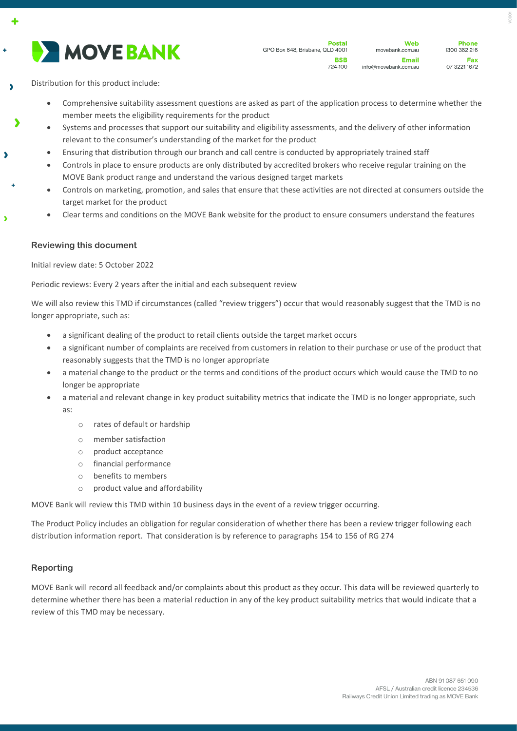Distribution for this product include:

- Comprehensive suitability assessment questions are asked as part of the application process to determine whether the member meets the eligibility requirements for the product
- Systems and processes that support our suitability and eligibility assessments, and the delivery of other information relevant to the consumer's understanding of the market for the product
- Ensuring that distribution through our branch and call centre is conducted by appropriately trained staff
- Controls in place to ensure products are only distributed by accredited brokers who receive regular training on the MOVE Bank product range and understand the various designed target markets
- Controls on marketing, promotion, and sales that ensure that these activities are not directed at consumers outside the target market for the product
- Clear terms and conditions on the MOVE Bank website for the product to ensure consumers understand the features

### Reviewing this document

Initial review date: 5 October 2022

Periodic reviews: Every 2 years after the initial and each subsequent review

We will also review this TMD if circumstances (called "review triggers") occur that would reasonably suggest that the TMD is no longer appropriate, such as:

- a significant dealing of the product to retail clients outside the target market occurs
- a significant number of complaints are received from customers in relation to their purchase or use of the product that reasonably suggests that the TMD is no longer appropriate
- a material change to the product or the terms and conditions of the product occurs which would cause the TMD to no longer be appropriate
- a material and relevant change in key product suitability metrics that indicate the TMD is no longer appropriate, such as:
  - rates of default or hardship
  - member satisfaction
  - product acceptance
  - financial performance
  - benefits to members
  - product value and affordability

MOVE Bank will review this TMD within 10 business days in the event of a review trigger occurring.

The Product Policy includes an obligation for regular consideration of whether there has been a review trigger following each distribution information report. That consideration is by reference to paragraphs 154 to 156 of RG 274

### Reporting

MOVE Bank will record all feedback and/or complaints about this product as they occur. This data will be reviewed quarterly to determine whether there has been a material reduction in any of the key product suitability metrics that would indicate that a review of this TMD may be necessary.